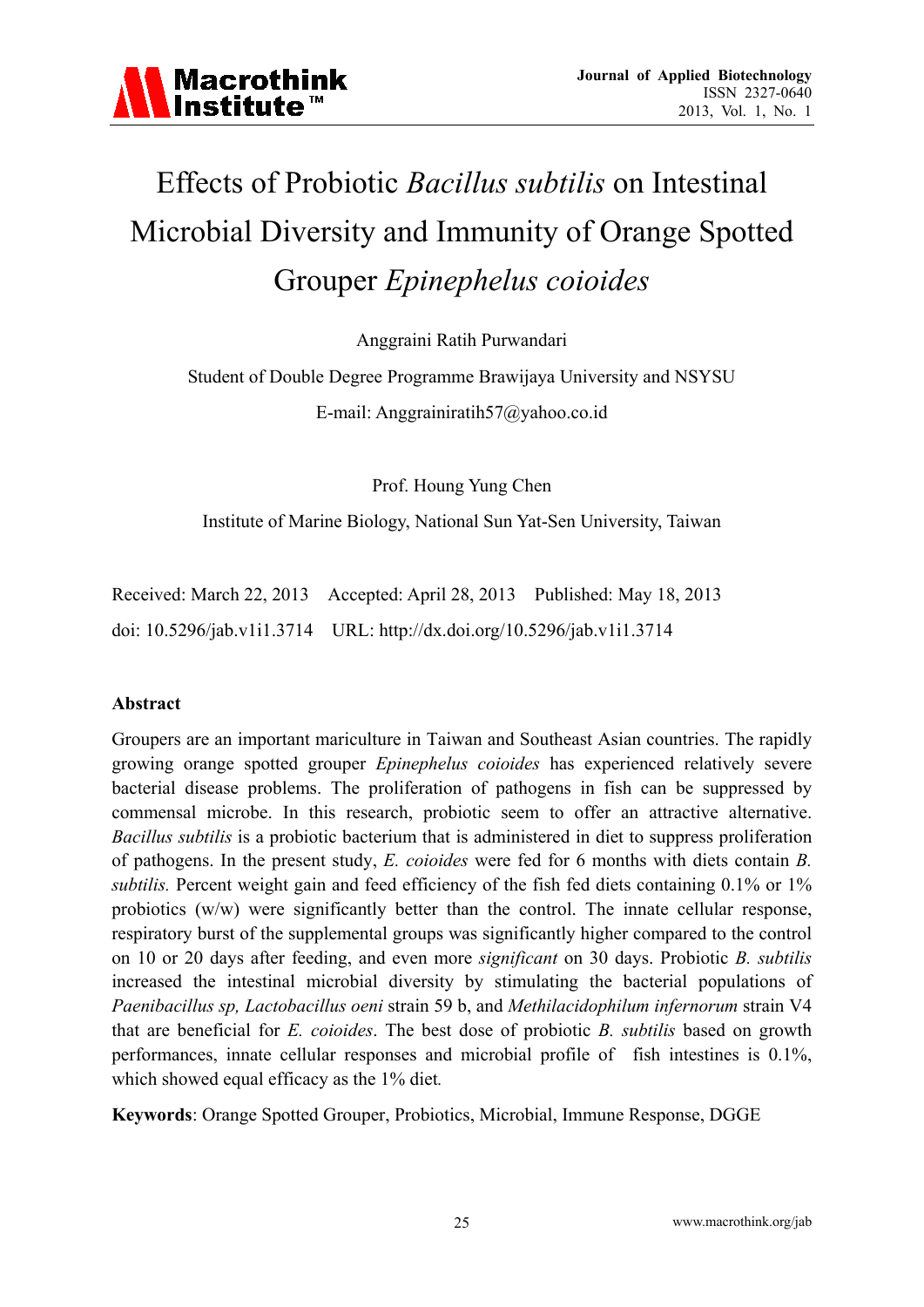# Effects of Probiotic *Bacillus subtilis* on Intestinal Microbial Diversity and Immunity of Orange Spotted Grouper *Epinephelus coioides*

Anggraini Ratih Purwandari

Student of Double Degree Programme Brawijaya University and NSYSU

E-mail: Anggrainiratih57@yahoo.co.id

Prof. Houng Yung Chen

Institute of Marine Biology, National Sun Yat-Sen University, Taiwan

Received: March 22, 2013 Accepted: April 28, 2013 Published: May 18, 2013

doi: 10.5296/jab.v1i1.3714 URL: http://dx.doi.org/10.5296/jab.v1i1.3714

**Abstract**

Groupers are an important mariculture in Taiwan and Southeast Asian countries. The rapidly growing orange spotted grouper *Epinephelus coioides* has experienced relatively severe bacterial disease problems. The proliferation of pathogens in fish can be suppressed by commensal microbe. In this research, probiotic seem to offer an attractive alternative. *Bacillus subtilis* is a probiotic bacterium that is administered in diet to suppress proliferation of pathogens. In the present study, *E. coioides* were fed for 6 months with diets contain *B. subtilis.* Percent weight gain and feed efficiency of the fish fed diets containing 0.1% or 1% probiotics (w/w) were significantly better than the control. The innate cellular response, respiratory burst of the supplemental groups was significantly higher compared to the control on 10 or 20 days after feeding, and even more *significant* on 30 days. Probiotic *B. subtilis* increased the intestinal microbial diversity by stimulating the bacterial populations of *Paenibacillus sp, Lactobacillus oeni* strain 59 b, and *Methilacidophilum infernorum* strain V4 that are beneficial for *E. coioides*. The best dose of probiotic *B. subtilis* based on growth performances, innate cellular responses and microbial profile of fish intestines is 0.1%, which showed equal efficacy as the 1% diet.

**Keywords**: Orange Spotted Grouper, Probiotics, Microbial, Immune Response, DGGE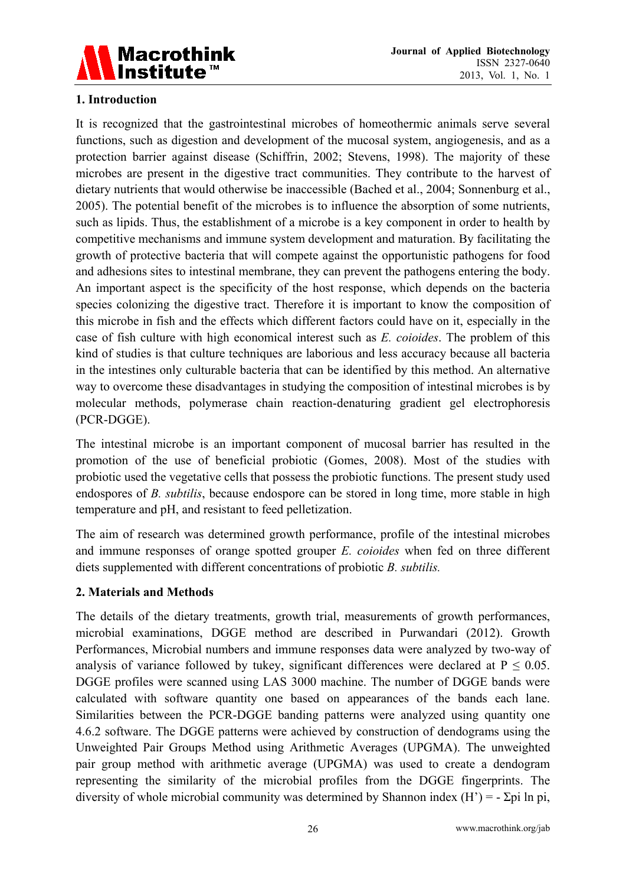## 1. Introduction

It is recognized that the gastrointestinal microbes of homeothermic animals serve several functions, such as digestion and development of the mucosal system, angiogenesis, and as a protection barrier against disease (Schiffrin, 2002; Stevens, 1998). The majority of these microbes are present in the digestive tract communities. They contribute to the harvest of dietary nutrients that would otherwise be inaccessible (Bached et al., 2004; Sonnenburg et al., 2005). The potential benefit of the microbes is to influence the absorption of some nutrients, such as lipids. Thus, the establishment of a microbe is a key component in order to health by competitive mechanisms and immune system development and maturation. By facilitating the growth of protective bacteria that will compete against the opportunistic pathogens for food and adhesions sites to intestinal membrane, they can prevent the pathogens entering the body. An important aspect is the specificity of the host response, which depends on the bacteria species colonizing the digestive tract. Therefore it is important to know the composition of this microbe in fish and the effects which different factors could have on it, especially in the case of fish culture with high economical interest such as *E. coioides*. The problem of this kind of studies is that culture techniques are laborious and less accuracy because all bacteria in the intestines only culturable bacteria that can be identified by this method. An alternative way to overcome these disadvantages in studying the composition of intestinal microbes is by molecular methods, polymerase chain reaction-denaturing gradient gel electrophoresis (PCR-DGGE).

The intestinal microbe is an important component of mucosal barrier has resulted in the promotion of the use of beneficial probiotic (Gomes, 2008). Most of the studies with probiotic used the vegetative cells that possess the probiotic functions. The present study used endospores of *B. subtilis*, because endospore can be stored in long time, more stable in high temperature and pH, and resistant to feed pelletization.

The aim of research was determined growth performance, profile of the intestinal microbes and immune responses of orange spotted grouper *E. coioides* when fed on three different diets supplemented with different concentrations of probiotic *B. subtilis.*

## 2. Materials and Methods

The details of the dietary treatments, growth trial, measurements of growth performances, microbial examinations, DGGE method are described in Purwandari (2012). Growth Performances, Microbial numbers and immune responses data were analyzed by two-way of analysis of variance followed by tukey, significant differences were declared at $P \leq 0.05$. DGGE profiles were scanned using LAS 3000 machine. The number of DGGE bands were calculated with software quantity one based on appearances of the bands each lane. Similarities between the PCR-DGGE banding patterns were analyzed using quantity one 4.6.2 software. The DGGE patterns were achieved by construction of dendograms using the Unweighted Pair Groups Method using Arithmetic Averages (UPGMA). The unweighted pair group method with arithmetic average (UPGMA) was used to create a dendogram representing the similarity of the microbial profiles from the DGGE fingerprints. The diversity of whole microbial community was determined by Shannon index $(H') = - \Sigma p_i \ln p_i$,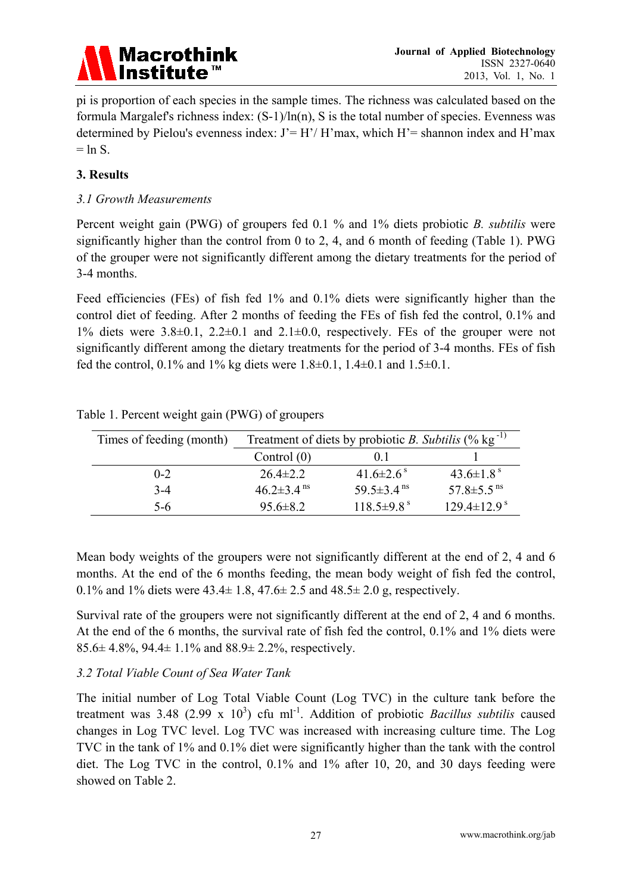pi is proportion of each species in the sample times. The richness was calculated based on the formula Margalef's richness index: (S-1)/ln(n), S is the total number of species. Evenness was determined by Pielou's evenness index: J'= H'/ H'max, which H'= shannon index and H'max = ln S.

## 3. Results

### *3.1 Growth Measurements*

Percent weight gain (PWG) of groupers fed 0.1 % and 1% diets probiotic *B. subtilis* were significantly higher than the control from 0 to 2, 4, and 6 month of feeding (Table 1). PWG of the grouper were not significantly different among the dietary treatments for the period of 3-4 months.

Feed efficiencies (FEs) of fish fed 1% and 0.1% diets were significantly higher than the control diet of feeding. After 2 months of feeding the FEs of fish fed the control, 0.1% and 1% diets were 3.8±0.1, 2.2±0.1 and 2.1±0.0, respectively. FEs of the grouper were not significantly different among the dietary treatments for the period of 3-4 months. FEs of fish fed the control, 0.1% and 1% kg diets were 1.8±0.1, 1.4±0.1 and 1.5±0.1.

Table 1. Percent weight gain (PWG) of groupers

| Times of feeding (month) | Treatment of diets by probiotic *B. Subtilis* (% $kg^{-1}$) | | |
|---|---|---|---|
| | Control (0) | 0.1 | 1 |
| 0-2 | 26.4±2.2 | 41.6±2.6 $^{s}$ | 43.6±1.8 $^{s}$ |
| 3-4 | 46.2±3.4 $^{ns}$ | 59.5±3.4 $^{ns}$ | 57.8±5.5 $^{ns}$ |
| 5-6 | 95.6±8.2 | 118.5±9.8 $^{s}$ | 129.4±12.9 $^{s}$ |

Mean body weights of the groupers were not significantly different at the end of 2, 4 and 6 months. At the end of the 6 months feeding, the mean body weight of fish fed the control, 0.1% and 1% diets were 43.4± 1.8, 47.6± 2.5 and 48.5± 2.0 g, respectively.

Survival rate of the groupers were not significantly different at the end of 2, 4 and 6 months. At the end of the 6 months, the survival rate of fish fed the control, 0.1% and 1% diets were 85.6± 4.8%, 94.4± 1.1% and 88.9± 2.2%, respectively.

### *3.2 Total Viable Count of Sea Water Tank*

The initial number of Log Total Viable Count (Log TVC) in the culture tank before the treatment was 3.48 (2.99 x $10^3$) cfu $ml^{-1}$. Addition of probiotic *Bacillus subtilis* caused changes in Log TVC level. Log TVC was increased with increasing culture time. The Log TVC in the tank of 1% and 0.1% diet were significantly higher than the tank with the control diet. The Log TVC in the control, 0.1% and 1% after 10, 20, and 30 days feeding were showed on Table 2.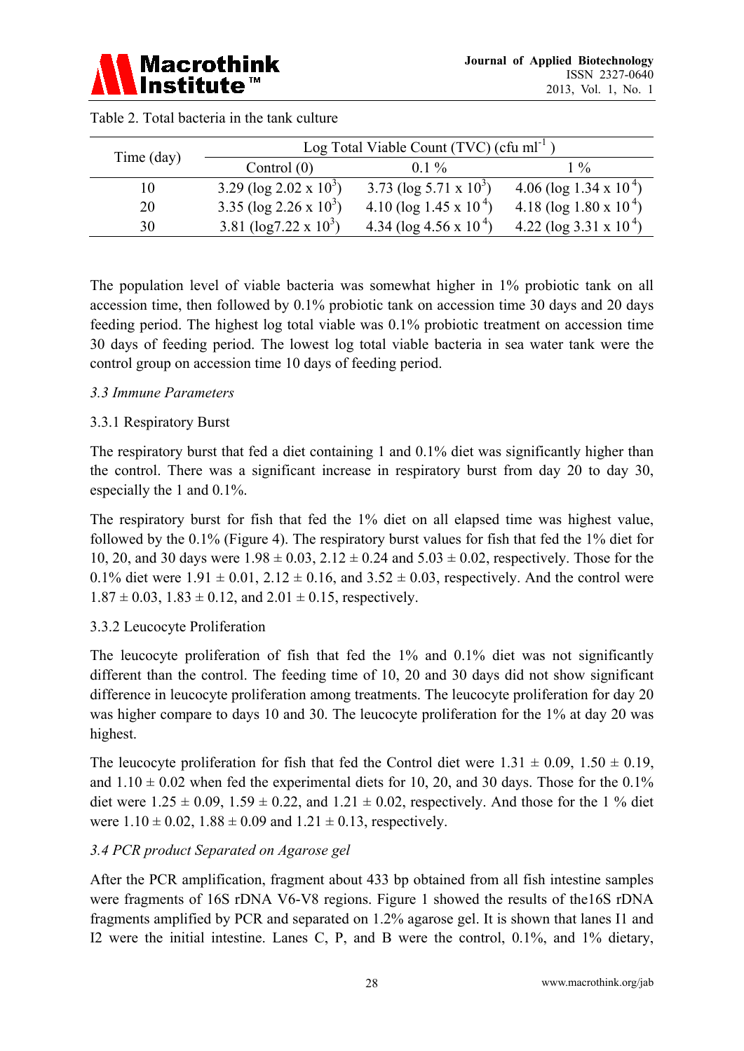Table 2. Total bacteria in the tank culture

| Time (day) | Log Total Viable Count (TVC) (cfu ml$^{-1}$) | | |
|---|---|---|---|
| | Control (0) | 0.1 % | 1 % |
| 10 | 3.29 (log 2.02 x $10^3$) | 3.73 (log 5.71 x $10^3$) | 4.06 (log 1.34 x $10^4$) |
| 20 | 3.35 (log 2.26 x $10^3$) | 4.10 (log 1.45 x $10^4$) | 4.18 (log 1.80 x $10^4$) |
| 30 | 3.81 (log7.22 x $10^3$) | 4.34 (log 4.56 x $10^4$) | 4.22 (log 3.31 x $10^4$) |

The population level of viable bacteria was somewhat higher in 1% probiotic tank on all accession time, then followed by 0.1% probiotic tank on accession time 30 days and 20 days feeding period. The highest log total viable was 0.1% probiotic treatment on accession time 30 days of feeding period. The lowest log total viable bacteria in sea water tank were the control group on accession time 10 days of feeding period.

### *3.3 Immune Parameters*

#### 3.3.1 Respiratory Burst

The respiratory burst that fed a diet containing 1 and 0.1% diet was significantly higher than the control. There was a significant increase in respiratory burst from day 20 to day 30, especially the 1 and 0.1%.

The respiratory burst for fish that fed the 1% diet on all elapsed time was highest value, followed by the 0.1% (Figure 4). The respiratory burst values for fish that fed the 1% diet for 10, 20, and 30 days were 1.98 ± 0.03, 2.12 ± 0.24 and 5.03 ± 0.02, respectively. Those for the 0.1% diet were 1.91 ± 0.01, 2.12 ± 0.16, and 3.52 ± 0.03, respectively. And the control were 1.87 ± 0.03, 1.83 ± 0.12, and 2.01 ± 0.15, respectively.

#### 3.3.2 Leucocyte Proliferation

The leucocyte proliferation of fish that fed the 1% and 0.1% diet was not significantly different than the control. The feeding time of 10, 20 and 30 days did not show significant difference in leucocyte proliferation among treatments. The leucocyte proliferation for day 20 was higher compare to days 10 and 30. The leucocyte proliferation for the 1% at day 20 was highest.

The leucocyte proliferation for fish that fed the Control diet were 1.31 ± 0.09, 1.50 ± 0.19, and 1.10 ± 0.02 when fed the experimental diets for 10, 20, and 30 days. Those for the 0.1% diet were 1.25 ± 0.09, 1.59 ± 0.22, and 1.21 ± 0.02, respectively. And those for the 1 % diet were 1.10 ± 0.02, 1.88 ± 0.09 and 1.21 ± 0.13, respectively.

### *3.4 PCR product Separated on Agarose gel*

After the PCR amplification, fragment about 433 bp obtained from all fish intestine samples were fragments of 16S rDNA V6-V8 regions. Figure 1 showed the results of the16S rDNA fragments amplified by PCR and separated on 1.2% agarose gel. It is shown that lanes I1 and I2 were the initial intestine. Lanes C, P, and B were the control, 0.1%, and 1% dietary,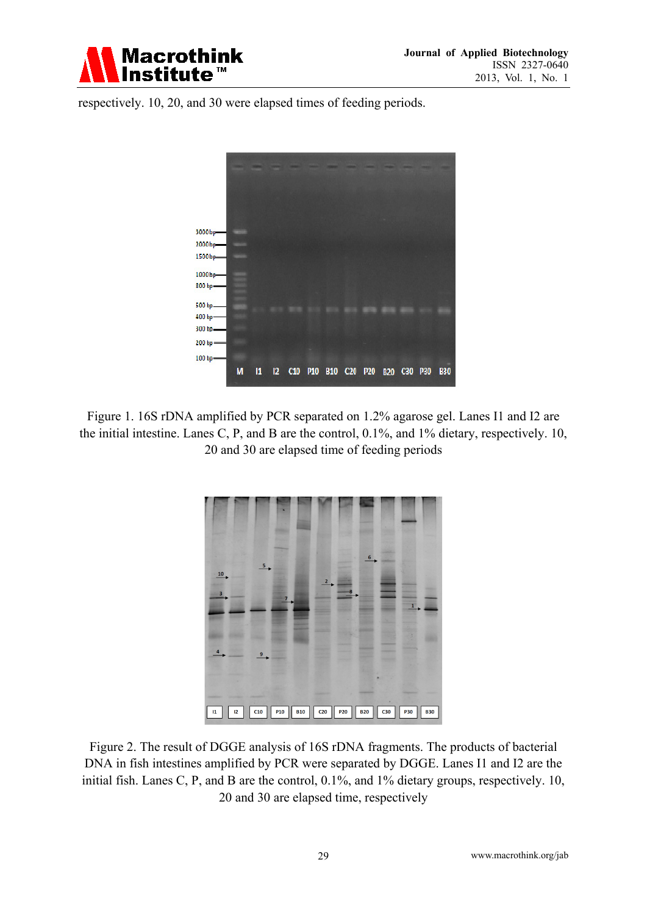respectively. 10, 20, and 30 were elapsed times of feeding periods.

Figure 1. 16S rDNA amplified by PCR separated on 1.2% agarose gel. Lanes I1 and I2 are the initial intestine. Lanes C, P, and B are the control, 0.1%, and 1% dietary, respectively. 10, 20 and 30 are elapsed time of feeding periods

Figure 2. The result of DGGE analysis of 16S rDNA fragments. The products of bacterial DNA in fish intestines amplified by PCR were separated by DGGE. Lanes I1 and I2 are the initial fish. Lanes C, P, and B are the control, 0.1%, and 1% dietary groups, respectively. 10, 20 and 30 are elapsed time, respectively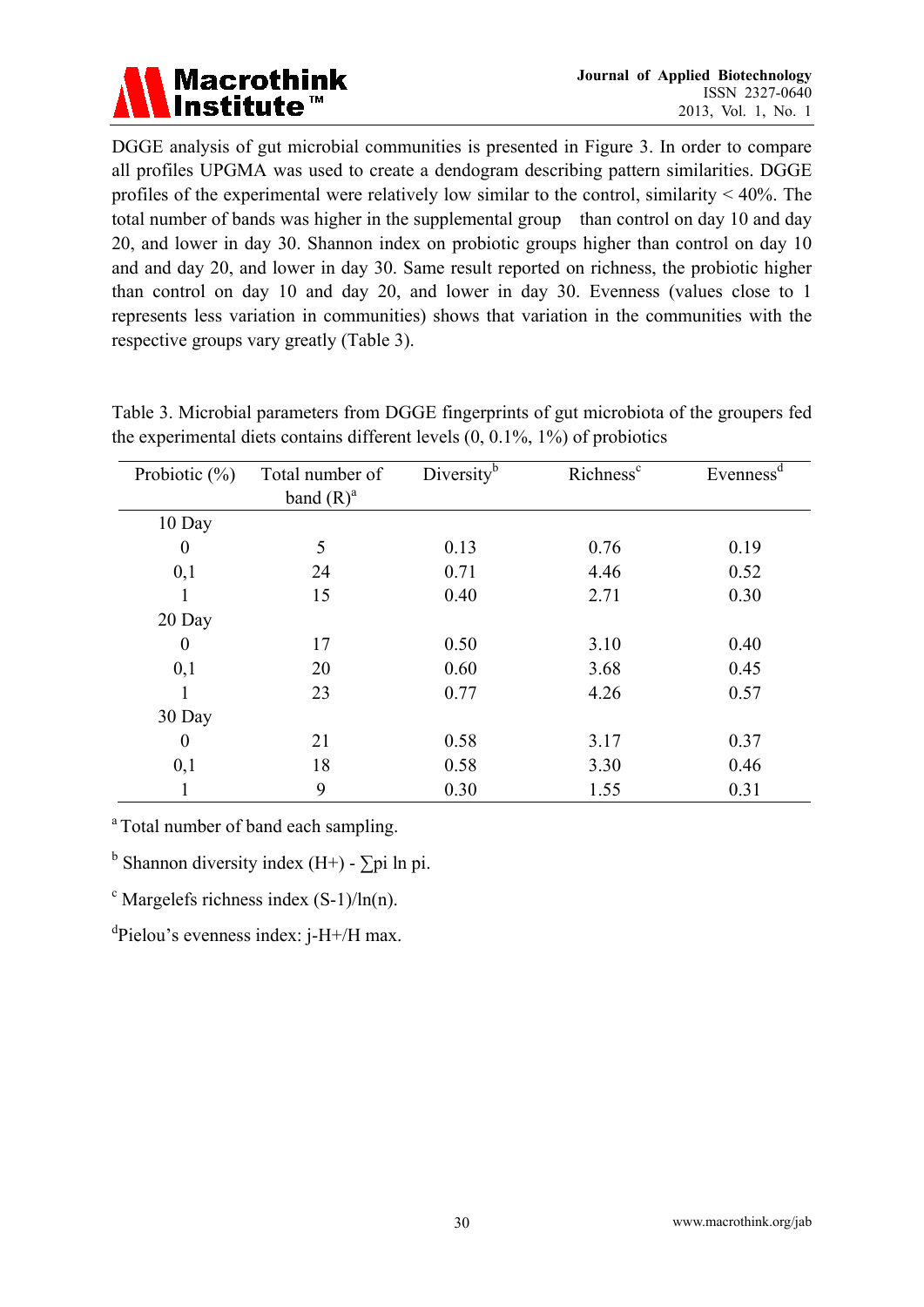DGGE analysis of gut microbial communities is presented in Figure 3. In order to compare all profiles UPGMA was used to create a dendogram describing pattern similarities. DGGE profiles of the experimental were relatively low similar to the control, similarity < 40%. The total number of bands was higher in the supplemental group than control on day 10 and day 20, and lower in day 30. Shannon index on probiotic groups higher than control on day 10 and and day 20, and lower in day 30. Same result reported on richness, the probiotic higher than control on day 10 and day 20, and lower in day 30. Evenness (values close to 1 represents less variation in communities) shows that variation in the communities with the respective groups vary greatly (Table 3).

Table 3. Microbial parameters from DGGE fingerprints of gut microbiota of the groupers fed the experimental diets contains different levels (0, 0.1%, 1%) of probiotics

| Probiotic (%) | Total number of band (R)[a] | Diversity[b] | Richness[c] | Evenness[d] |
|---|---|---|---|---|
| 10 Day | | | | |
| 0 | 5 | 0.13 | 0.76 | 0.19 |
| 0,1 | 24 | 0.71 | 4.46 | 0.52 |
| 1 | 15 | 0.40 | 2.71 | 0.30 |
| 20 Day | | | | |
| 0 | 17 | 0.50 | 3.10 | 0.40 |
| 0,1 | 20 | 0.60 | 3.68 | 0.45 |
| 1 | 23 | 0.77 | 4.26 | 0.57 |
| 30 Day | | | | |
| 0 | 21 | 0.58 | 3.17 | 0.37 |
| 0,1 | 18 | 0.58 | 3.30 | 0.46 |
| 1 | 9 | 0.30 | 1.55 | 0.31 |

[a] Total number of band each sampling.

[b] Shannon diversity index (H+) - ∑pi ln pi.

[c] Margelefs richness index (S-1)/ln(n).

[d] Pielou's evenness index: j-H+/H max.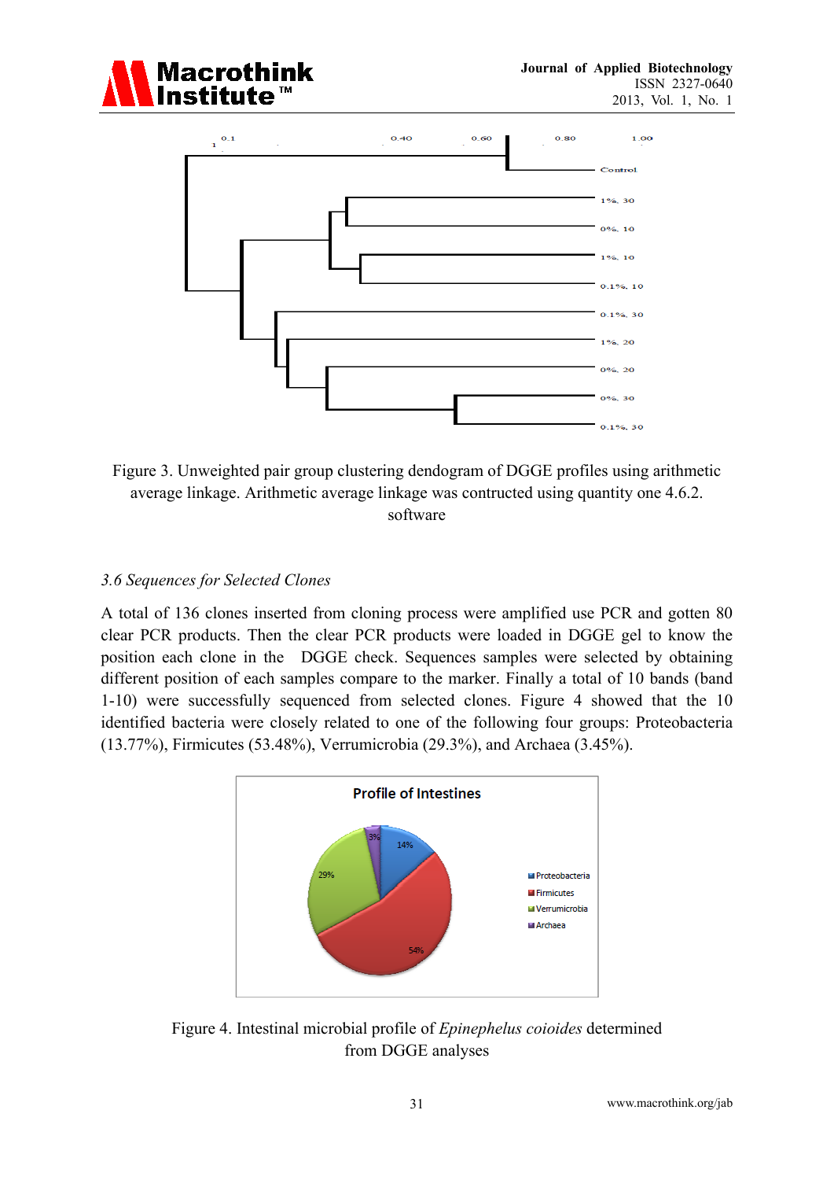Figure 3. Unweighted pair group clustering dendogram of DGGE profiles using arithmetic average linkage. Arithmetic average linkage was contructed using quantity one 4.6.2. software

### *3.6 Sequences for Selected Clones*

A total of 136 clones inserted from cloning process were amplified use PCR and gotten 80 clear PCR products. Then the clear PCR products were loaded in DGGE gel to know the position each clone in the DGGE check. Sequences samples were selected by obtaining different position of each samples compare to the marker. Finally a total of 10 bands (band 1-10) were successfully sequenced from selected clones. Figure 4 showed that the 10 identified bacteria were closely related to one of the following four groups: Proteobacteria (13.77%), Firmicutes (53.48%), Verrumicrobia (29.3%), and Archaea (3.45%).

Figure 4. Intestinal microbial profile of *Epinephelus coioides* determined from DGGE analyses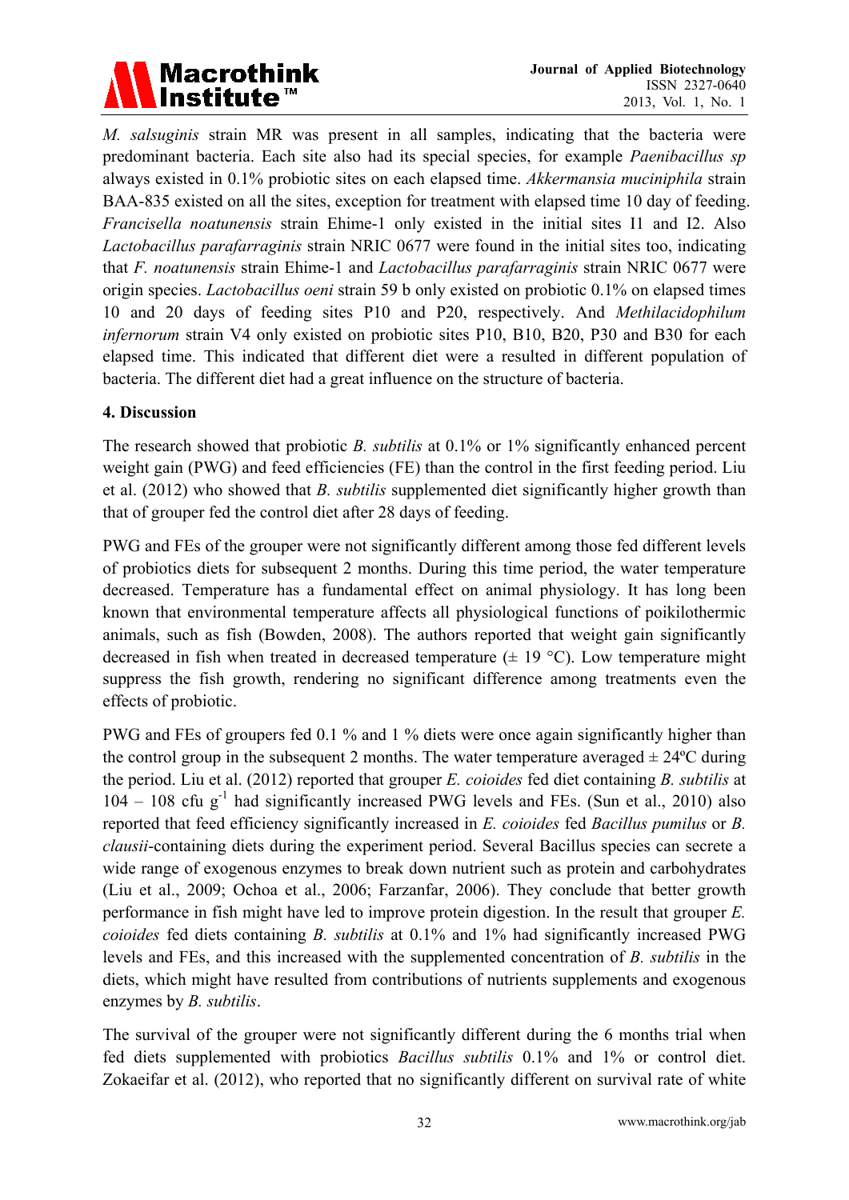*M. salsuginis* strain MR was present in all samples, indicating that the bacteria were predominant bacteria. Each site also had its special species, for example *Paenibacillus sp* always existed in 0.1% probiotic sites on each elapsed time. *Akkermansia muciniphila* strain BAA-835 existed on all the sites, exception for treatment with elapsed time 10 day of feeding. *Francisella noatunensis* strain Ehime-1 only existed in the initial sites I1 and I2. Also *Lactobacillus parafarraginis* strain NRIC 0677 were found in the initial sites too, indicating that *F. noatunensis* strain Ehime-1 and *Lactobacillus parafarraginis* strain NRIC 0677 were origin species. *Lactobacillus oeni* strain 59 b only existed on probiotic 0.1% on elapsed times 10 and 20 days of feeding sites P10 and P20, respectively. And *Methilacidophilum infernorum* strain V4 only existed on probiotic sites P10, B10, B20, P30 and B30 for each elapsed time. This indicated that different diet were a resulted in different population of bacteria. The different diet had a great influence on the structure of bacteria.

## 4. Discussion

The research showed that probiotic *B. subtilis* at 0.1% or 1% significantly enhanced percent weight gain (PWG) and feed efficiencies (FE) than the control in the first feeding period. Liu et al. (2012) who showed that *B. subtilis* supplemented diet significantly higher growth than that of grouper fed the control diet after 28 days of feeding.

PWG and FEs of the grouper were not significantly different among those fed different levels of probiotics diets for subsequent 2 months. During this time period, the water temperature decreased. Temperature has a fundamental effect on animal physiology. It has long been known that environmental temperature affects all physiological functions of poikilothermic animals, such as fish (Bowden, 2008). The authors reported that weight gain significantly decreased in fish when treated in decreased temperature (± 19 °C). Low temperature might suppress the fish growth, rendering no significant difference among treatments even the effects of probiotic.

PWG and FEs of groupers fed 0.1 % and 1 % diets were once again significantly higher than the control group in the subsequent 2 months. The water temperature averaged ± 24ºC during the period. Liu et al. (2012) reported that grouper *E. coioides* fed diet containing *B. subtilis* at 104 – 108 cfu $g^{-1}$ had significantly increased PWG levels and FEs. (Sun et al., 2010) also reported that feed efficiency significantly increased in *E. coioides* fed *Bacillus pumilus* or *B. clausii*-containing diets during the experiment period. Several Bacillus species can secrete a wide range of exogenous enzymes to break down nutrient such as protein and carbohydrates (Liu et al., 2009; Ochoa et al., 2006; Farzanfar, 2006). They conclude that better growth performance in fish might have led to improve protein digestion. In the result that grouper *E. coioides* fed diets containing *B. subtilis* at 0.1% and 1% had significantly increased PWG levels and FEs, and this increased with the supplemented concentration of *B. subtilis* in the diets, which might have resulted from contributions of nutrients supplements and exogenous enzymes by *B. subtilis*.

The survival of the grouper were not significantly different during the 6 months trial when fed diets supplemented with probiotics *Bacillus subtilis* 0.1% and 1% or control diet. Zokaeifar et al. (2012), who reported that no significantly different on survival rate of white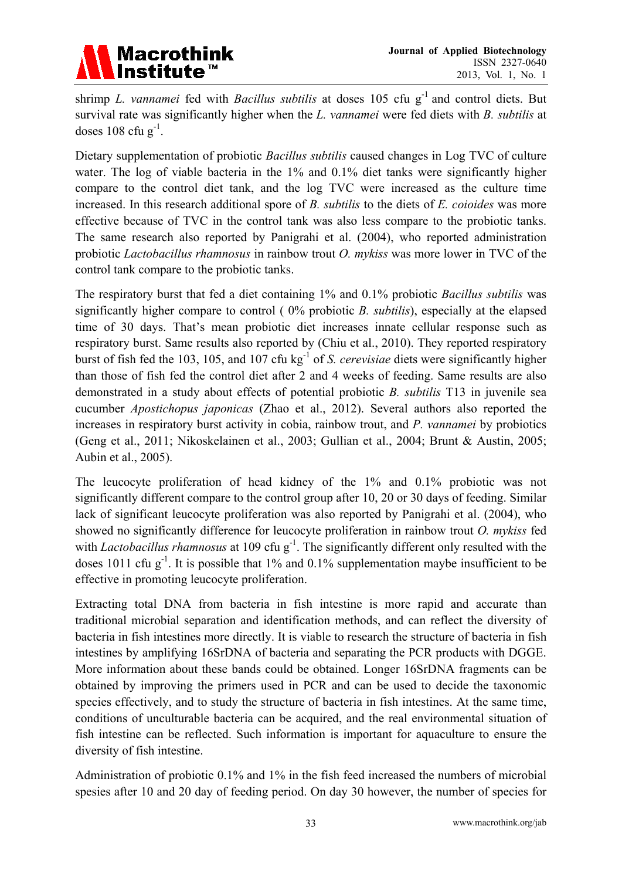shrimp *L. vannamei* fed with *Bacillus subtilis* at doses 105 cfu $g^{-1}$ and control diets. But survival rate was significantly higher when the *L. vannamei* were fed diets with *B. subtilis* at doses 108 cfu $g^{-1}$.

Dietary supplementation of probiotic *Bacillus subtilis* caused changes in Log TVC of culture water. The log of viable bacteria in the 1% and 0.1% diet tanks were significantly higher compare to the control diet tank, and the log TVC were increased as the culture time increased. In this research additional spore of *B. subtilis* to the diets of *E. coioides* was more effective because of TVC in the control tank was also less compare to the probiotic tanks. The same research also reported by Panigrahi et al. (2004), who reported administration probiotic *Lactobacillus rhamnosus* in rainbow trout *O. mykiss* was more lower in TVC of the control tank compare to the probiotic tanks.

The respiratory burst that fed a diet containing 1% and 0.1% probiotic *Bacillus subtilis* was significantly higher compare to control ( 0% probiotic *B. subtilis*), especially at the elapsed time of 30 days. That's mean probiotic diet increases innate cellular response such as respiratory burst. Same results also reported by (Chiu et al., 2010). They reported respiratory burst of fish fed the 103, 105, and 107 cfu $kg^{-1}$ of *S. cerevisiae* diets were significantly higher than those of fish fed the control diet after 2 and 4 weeks of feeding. Same results are also demonstrated in a study about effects of potential probiotic *B. subtilis* T13 in juvenile sea cucumber *Apostichopus japonicas* (Zhao et al., 2012). Several authors also reported the increases in respiratory burst activity in cobia, rainbow trout, and *P. vannamei* by probiotics (Geng et al., 2011; Nikoskelainen et al., 2003; Gullian et al., 2004; Brunt & Austin, 2005; Aubin et al., 2005).

The leucocyte proliferation of head kidney of the 1% and 0.1% probiotic was not significantly different compare to the control group after 10, 20 or 30 days of feeding. Similar lack of significant leucocyte proliferation was also reported by Panigrahi et al. (2004), who showed no significantly difference for leucocyte proliferation in rainbow trout *O. mykiss* fed with *Lactobacillus rhamnosus* at 109 cfu $g^{-1}$. The significantly different only resulted with the doses 1011 cfu $g^{-1}$. It is possible that 1% and 0.1% supplementation maybe insufficient to be effective in promoting leucocyte proliferation.

Extracting total DNA from bacteria in fish intestine is more rapid and accurate than traditional microbial separation and identification methods, and can reflect the diversity of bacteria in fish intestines more directly. It is viable to research the structure of bacteria in fish intestines by amplifying 16SrDNA of bacteria and separating the PCR products with DGGE. More information about these bands could be obtained. Longer 16SrDNA fragments can be obtained by improving the primers used in PCR and can be used to decide the taxonomic species effectively, and to study the structure of bacteria in fish intestines. At the same time, conditions of unculturable bacteria can be acquired, and the real environmental situation of fish intestine can be reflected. Such information is important for aquaculture to ensure the diversity of fish intestine.

Administration of probiotic 0.1% and 1% in the fish feed increased the numbers of microbial spesies after 10 and 20 day of feeding period. On day 30 however, the number of species for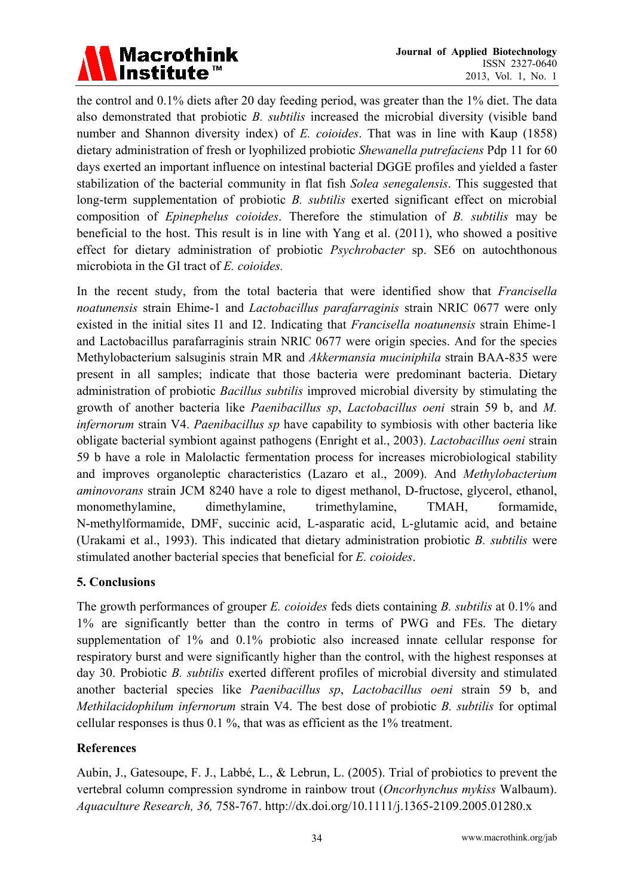the control and 0.1% diets after 20 day feeding period, was greater than the 1% diet. The data also demonstrated that probiotic *B. subtilis* increased the microbial diversity (visible band number and Shannon diversity index) of *E. coioides*. That was in line with Kaup (1858) dietary administration of fresh or lyophilized probiotic *Shewanella putrefaciens* Pdp 11 for 60 days exerted an important influence on intestinal bacterial DGGE profiles and yielded a faster stabilization of the bacterial community in flat fish *Solea senegalensis*. This suggested that long-term supplementation of probiotic *B. subtilis* exerted significant effect on microbial composition of *Epinephelus coioides*. Therefore the stimulation of *B. subtilis* may be beneficial to the host. This result is in line with Yang et al. (2011), who showed a positive effect for dietary administration of probiotic *Psychrobacter* sp. SE6 on autochthonous microbiota in the GI tract of *E. coioides.*

In the recent study, from the total bacteria that were identified show that *Francisella noatunensis* strain Ehime-1 and *Lactobacillus parafarraginis* strain NRIC 0677 were only existed in the initial sites I1 and I2. Indicating that *Francisella noatunensis* strain Ehime-1 and Lactobacillus parafarraginis strain NRIC 0677 were origin species. And for the species Methylobacterium salsuginis strain MR and *Akkermansia muciniphila* strain BAA-835 were present in all samples; indicate that those bacteria were predominant bacteria. Dietary administration of probiotic *Bacillus subtilis* improved microbial diversity by stimulating the growth of another bacteria like *Paenibacillus sp*, *Lactobacillus oeni* strain 59 b, and *M. infernorum* strain V4. *Paenibacillus sp* have capability to symbiosis with other bacteria like obligate bacterial symbiont against pathogens (Enright et al., 2003). *Lactobacillus oeni* strain 59 b have a role in Malolactic fermentation process for increases microbiological stability and improves organoleptic characteristics (Lazaro et al., 2009). And *Methylobacterium aminovorans* strain JCM 8240 have a role to digest methanol, D-fructose, glycerol, ethanol, monomethylamine, dimethylamine, trimethylamine, TMAH, formamide, N-methylformamide, DMF, succinic acid, L-asparatic acid, L-glutamic acid, and betaine (Urakami et al., 1993). This indicated that dietary administration probiotic *B. subtilis* were stimulated another bacterial species that beneficial for *E. coioides*.

## 5. Conclusions

The growth performances of grouper *E. coioides* feds diets containing *B. subtilis* at 0.1% and 1% are significantly better than the contro in terms of PWG and FEs. The dietary supplementation of 1% and 0.1% probiotic also increased innate cellular response for respiratory burst and were significantly higher than the control, with the highest responses at day 30. Probiotic *B. subtilis* exerted different profiles of microbial diversity and stimulated another bacterial species like *Paenibacillus sp*, *Lactobacillus oeni* strain 59 b, and *Methilacidophilum infernorum* strain V4. The best dose of probiotic *B. subtilis* for optimal cellular responses is thus 0.1 %, that was as efficient as the 1% treatment.

## References

Aubin, J., Gatesoupe, F. J., Labbé, L., & Lebrun, L. (2005). Trial of probiotics to prevent the vertebral column compression syndrome in rainbow trout (*Oncorhynchus mykiss* Walbaum). *Aquaculture Research, 36,* 758-767. http://dx.doi.org/10.1111/j.1365-2109.2005.01280.x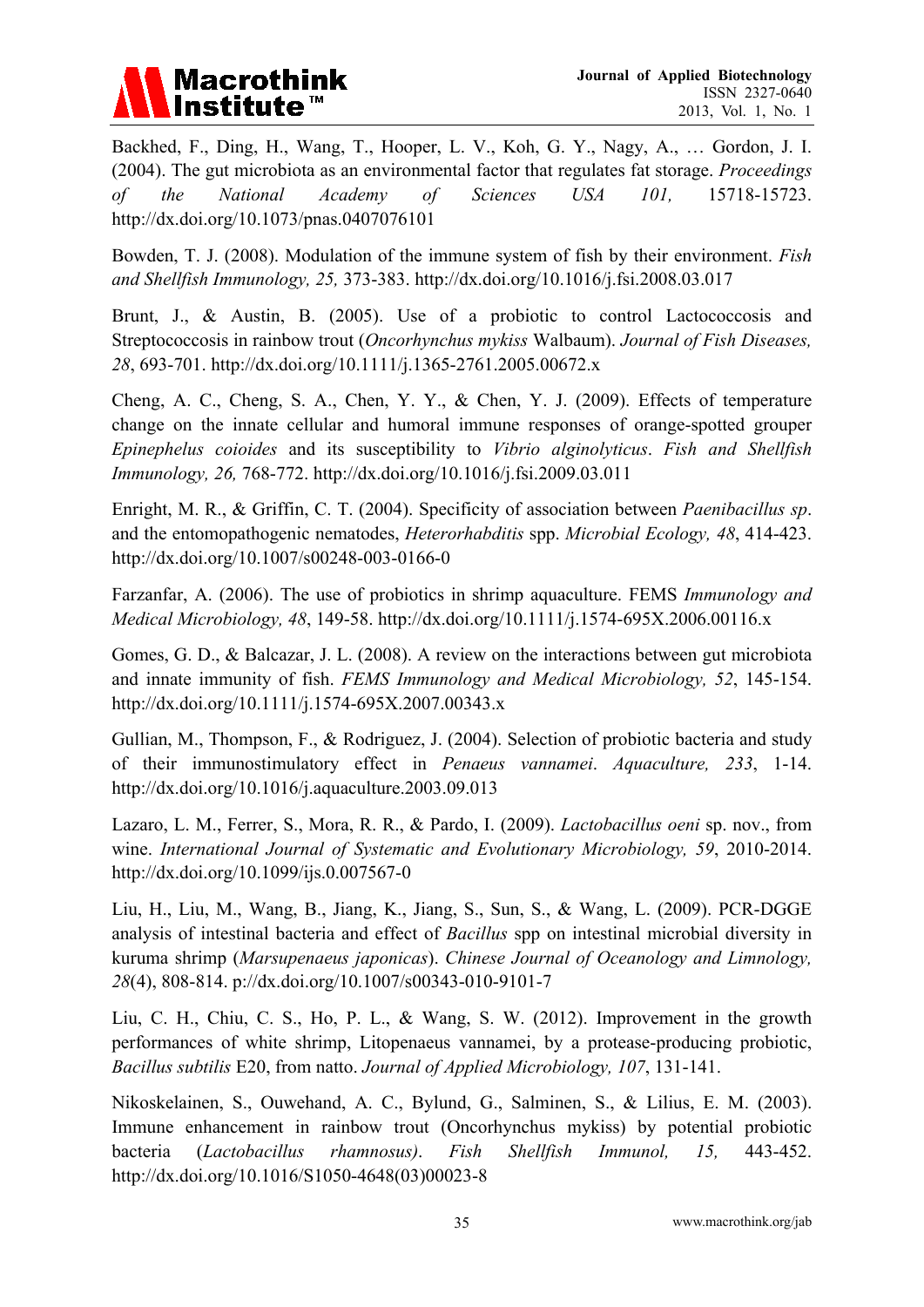Backhed, F., Ding, H., Wang, T., Hooper, L. V., Koh, G. Y., Nagy, A., … Gordon, J. I. (2004). The gut microbiota as an environmental factor that regulates fat storage. *Proceedings of the National Academy of Sciences USA 101,* 15718-15723. http://dx.doi.org/10.1073/pnas.0407076101

Bowden, T. J. (2008). Modulation of the immune system of fish by their environment. *Fish and Shellfish Immunology, 25,* 373-383. http://dx.doi.org/10.1016/j.fsi.2008.03.017

Brunt, J., & Austin, B. (2005). Use of a probiotic to control Lactococcosis and Streptococcosis in rainbow trout (*Oncorhynchus mykiss* Walbaum). *Journal of Fish Diseases, 28*, 693-701. http://dx.doi.org/10.1111/j.1365-2761.2005.00672.x

Cheng, A. C., Cheng, S. A., Chen, Y. Y., & Chen, Y. J. (2009). Effects of temperature change on the innate cellular and humoral immune responses of orange-spotted grouper *Epinephelus coioides* and its susceptibility to *Vibrio alginolyticus*. *Fish and Shellfish Immunology, 26,* 768-772. http://dx.doi.org/10.1016/j.fsi.2009.03.011

Enright, M. R., & Griffin, C. T. (2004). Specificity of association between *Paenibacillus sp*. and the entomopathogenic nematodes, *Heterorhabditis* spp. *Microbial Ecology, 48*, 414-423. http://dx.doi.org/10.1007/s00248-003-0166-0

Farzanfar, A. (2006). The use of probiotics in shrimp aquaculture. FEMS *Immunology and Medical Microbiology, 48*, 149-58. http://dx.doi.org/10.1111/j.1574-695X.2006.00116.x

Gomes, G. D., & Balcazar, J. L. (2008). A review on the interactions between gut microbiota and innate immunity of fish. *FEMS Immunology and Medical Microbiology, 52*, 145-154. http://dx.doi.org/10.1111/j.1574-695X.2007.00343.x

Gullian, M., Thompson, F., & Rodriguez, J. (2004). Selection of probiotic bacteria and study of their immunostimulatory effect in *Penaeus vannamei*. *Aquaculture, 233*, 1-14. http://dx.doi.org/10.1016/j.aquaculture.2003.09.013

Lazaro, L. M., Ferrer, S., Mora, R. R., & Pardo, I. (2009). *Lactobacillus oeni* sp. nov., from wine. *International Journal of Systematic and Evolutionary Microbiology, 59*, 2010-2014. http://dx.doi.org/10.1099/ijs.0.007567-0

Liu, H., Liu, M., Wang, B., Jiang, K., Jiang, S., Sun, S., & Wang, L. (2009). PCR-DGGE analysis of intestinal bacteria and effect of *Bacillus* spp on intestinal microbial diversity in kuruma shrimp (*Marsupenaeus japonicas*). *Chinese Journal of Oceanology and Limnology, 28*(4), 808-814. p://dx.doi.org/10.1007/s00343-010-9101-7

Liu, C. H., Chiu, C. S., Ho, P. L., & Wang, S. W. (2012). Improvement in the growth performances of white shrimp, Litopenaeus vannamei, by a protease-producing probiotic, *Bacillus subtilis* E20, from natto. *Journal of Applied Microbiology, 107*, 131-141.

Nikoskelainen, S., Ouwehand, A. C., Bylund, G., Salminen, S., & Lilius, E. M. (2003). Immune enhancement in rainbow trout (Oncorhynchus mykiss) by potential probiotic bacteria (*Lactobacillus rhamnosus). Fish Shellfish Immunol, 15,* 443-452. http://dx.doi.org/10.1016/S1050-4648(03)00023-8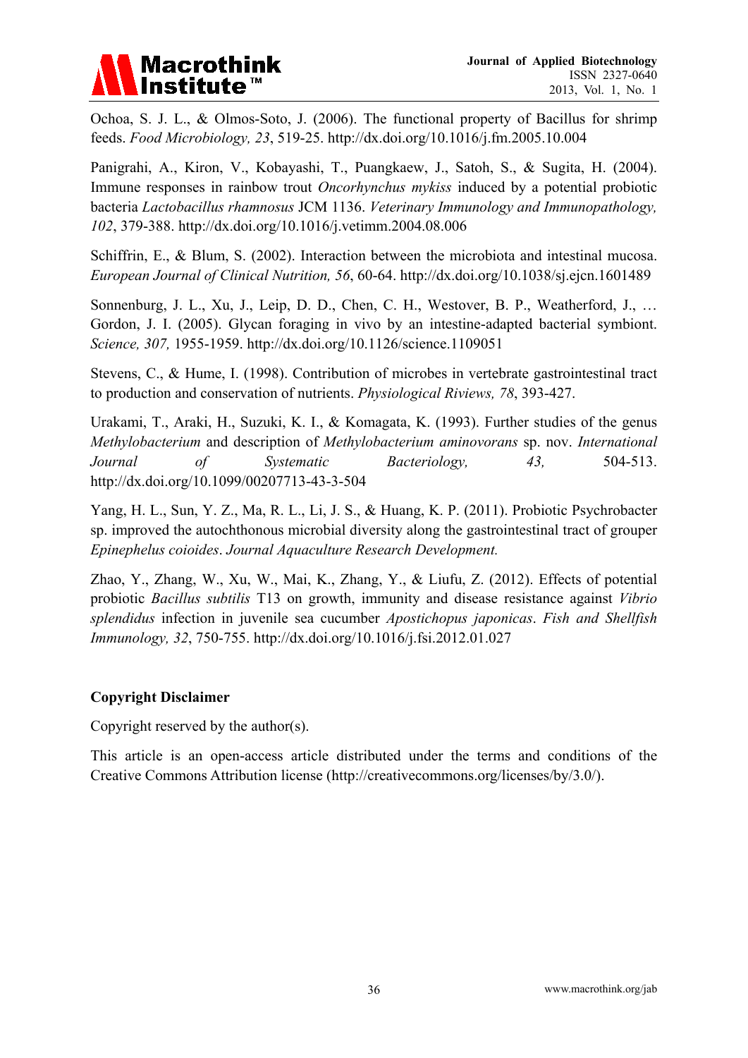Ochoa, S. J. L., & Olmos-Soto, J. (2006). The functional property of Bacillus for shrimp feeds. *Food Microbiology, 23*, 519-25. http://dx.doi.org/10.1016/j.fm.2005.10.004

Panigrahi, A., Kiron, V., Kobayashi, T., Puangkaew, J., Satoh, S., & Sugita, H. (2004). Immune responses in rainbow trout *Oncorhynchus mykiss* induced by a potential probiotic bacteria *Lactobacillus rhamnosus* JCM 1136. *Veterinary Immunology and Immunopathology, 102*, 379-388. http://dx.doi.org/10.1016/j.vetimm.2004.08.006

Schiffrin, E., & Blum, S. (2002). Interaction between the microbiota and intestinal mucosa. *European Journal of Clinical Nutrition, 56*, 60-64. http://dx.doi.org/10.1038/sj.ejcn.1601489

Sonnenburg, J. L., Xu, J., Leip, D. D., Chen, C. H., Westover, B. P., Weatherford, J., … Gordon, J. I. (2005). Glycan foraging in vivo by an intestine-adapted bacterial symbiont. *Science, 307,* 1955-1959. http://dx.doi.org/10.1126/science.1109051

Stevens, C., & Hume, I. (1998). Contribution of microbes in vertebrate gastrointestinal tract to production and conservation of nutrients. *Physiological Riviews, 78*, 393-427.

Urakami, T., Araki, H., Suzuki, K. I., & Komagata, K. (1993). Further studies of the genus *Methylobacterium* and description of *Methylobacterium aminovorans* sp. nov. *International Journal of Systematic Bacteriology, 43,* 504-513. http://dx.doi.org/10.1099/00207713-43-3-504

Yang, H. L., Sun, Y. Z., Ma, R. L., Li, J. S., & Huang, K. P. (2011). Probiotic Psychrobacter sp. improved the autochthonous microbial diversity along the gastrointestinal tract of grouper *Epinephelus coioides*. *Journal Aquaculture Research Development.*

Zhao, Y., Zhang, W., Xu, W., Mai, K., Zhang, Y., & Liufu, Z. (2012). Effects of potential probiotic *Bacillus subtilis* T13 on growth, immunity and disease resistance against *Vibrio splendidus* infection in juvenile sea cucumber *Apostichopus japonicas*. *Fish and Shellfish Immunology, 32*, 750-755. http://dx.doi.org/10.1016/j.fsi.2012.01.027

**Copyright Disclaimer**

Copyright reserved by the author(s).

This article is an open-access article distributed under the terms and conditions of the Creative Commons Attribution license (http://creativecommons.org/licenses/by/3.0/).